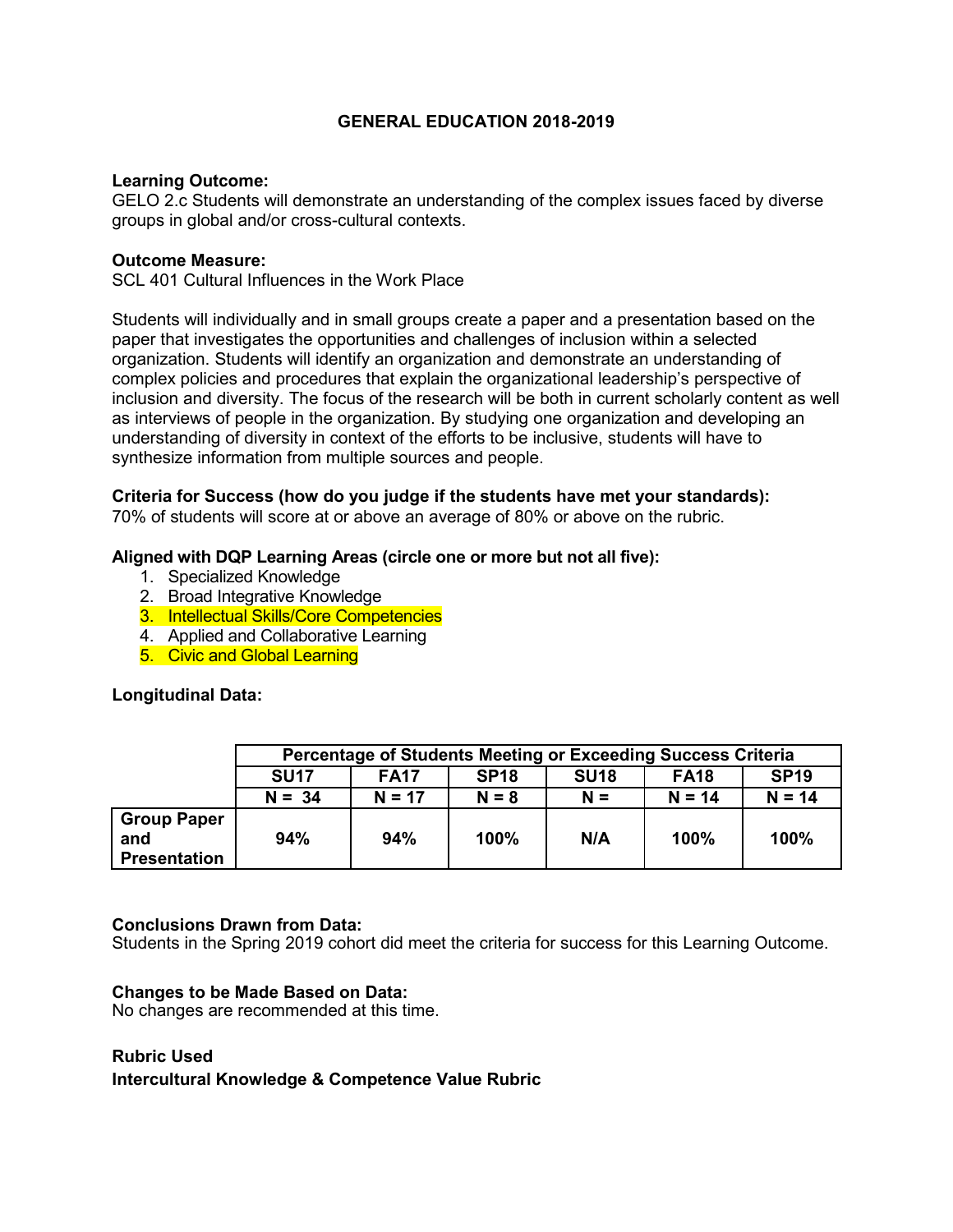# GENERAL EDUCATION 2018-2019

**Learning Outcome:**
GELO 2.c Students will demonstrate an understanding of the complex issues faced by diverse groups in global and/or cross-cultural contexts.

**Outcome Measure:**
SCL 401 Cultural Influences in the Work Place

Students will individually and in small groups create a paper and a presentation based on the paper that investigates the opportunities and challenges of inclusion within a selected organization. Students will identify an organization and demonstrate an understanding of complex policies and procedures that explain the organizational leadership's perspective of inclusion and diversity. The focus of the research will be both in current scholarly content as well as interviews of people in the organization. By studying one organization and developing an understanding of diversity in context of the efforts to be inclusive, students will have to synthesize information from multiple sources and people.

**Criteria for Success (how do you judge if the students have met your standards):**
70% of students will score at or above an average of 80% or above on the rubric.

**Aligned with DQP Learning Areas (circle one or more but not all five):**

1. Specialized Knowledge
2. Broad Integrative Knowledge
3. Intellectual Skills/Core Competencies
4. Applied and Collaborative Learning
5. Civic and Global Learning

**Longitudinal Data:**

| | Percentage of Students Meeting or Exceeding Success Criteria | | | | | |
|---|---|---|---|---|---|---|
| | SU17 | FA17 | SP18 | SU18 | FA18 | SP19 |
| | N = 34 | N = 17 | N = 8 | N = | N = 14 | N = 14 |
| **Group Paper and Presentation** | 94% | 94% | 100% | N/A | 100% | 100% |

**Conclusions Drawn from Data:**
Students in the Spring 2019 cohort did meet the criteria for success for this Learning Outcome.

**Changes to be Made Based on Data:**
No changes are recommended at this time.

**Rubric Used**
**Intercultural Knowledge & Competence Value Rubric**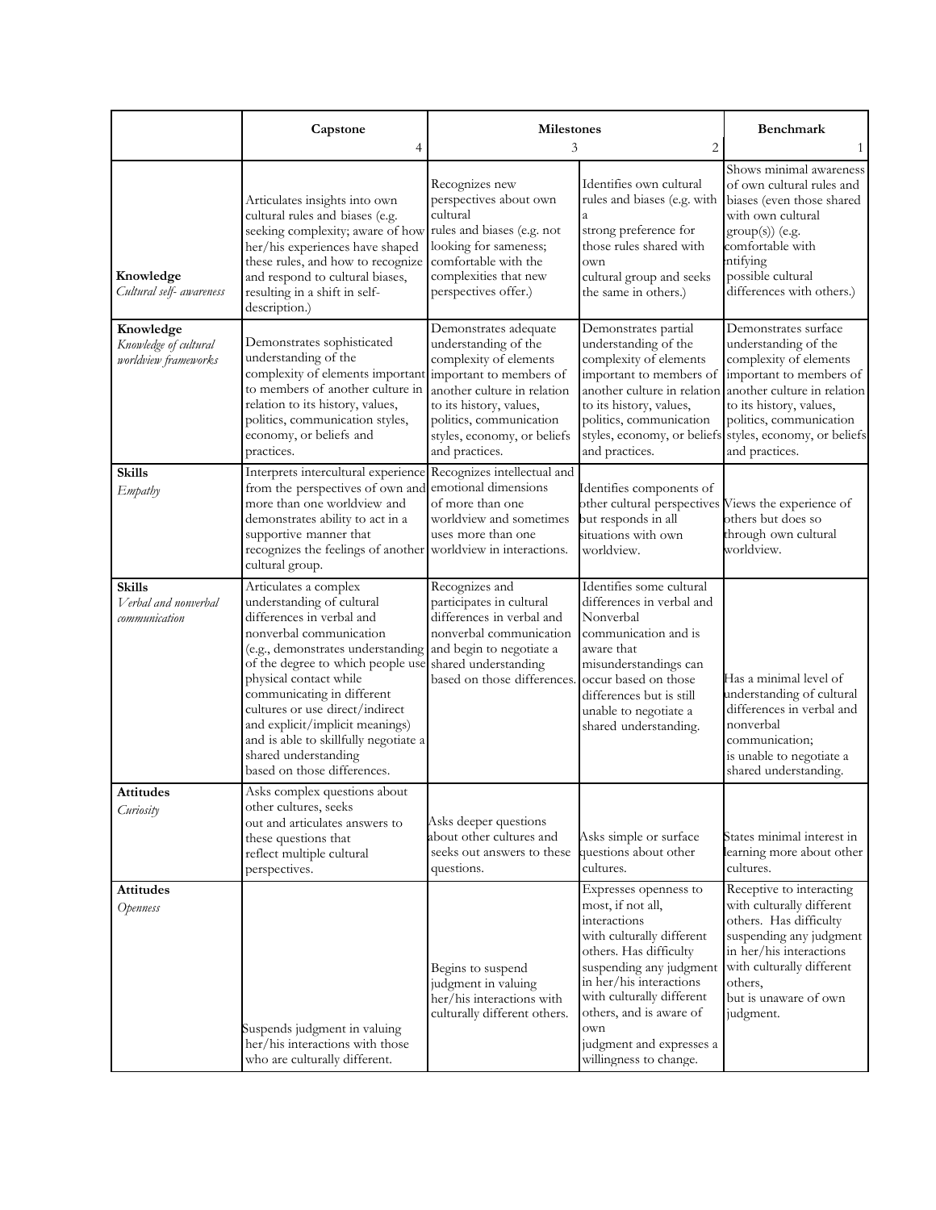| | Capstone<br>4 | Milestones<br>3 | 2 | Benchmark<br>1 |
|---|---|---|---|---|
| **Knowledge**<br>*Cultural self- awareness* | Articulates insights into own cultural rules and biases (e.g. seeking complexity; aware of how her/his experiences have shaped these rules, and how to recognize and respond to cultural biases, resulting in a shift in self-description.) | Recognizes new perspectives about own cultural rules and biases (e.g. not looking for sameness; comfortable with the complexities that new perspectives offer.) | Identifies own cultural rules and biases (e.g. with a strong preference for those rules shared with own cultural group and seeks the same in others.) | Shows minimal awareness of own cultural rules and biases (even those shared with own cultural group(s)) (e.g. comfortable with ntifying possible cultural differences with others.) |
| **Knowledge**<br>*Knowledge of cultural worldview frameworks* | Demonstrates sophisticated understanding of the complexity of elements important to members of another culture in relation to its history, values, politics, communication styles, economy, or beliefs and practices. | Demonstrates adequate understanding of the complexity of elements important to members of another culture in relation to its history, values, politics, communication styles, economy, or beliefs and practices. | Demonstrates partial understanding of the complexity of elements important to members of another culture in relation to its history, values, politics, communication styles, economy, or beliefs and practices. | Demonstrates surface understanding of the complexity of elements important to members of another culture in relation to its history, values, politics, communication styles, economy, or beliefs and practices. |
| **Skills**<br>*Empathy* | Interprets intercultural experience from the perspectives of own and more than one worldview and demonstrates ability to act in a supportive manner that recognizes the feelings of another cultural group. | Recognizes intellectual and emotional dimensions of more than one worldview and sometimes uses more than one worldview in interactions. | Identifies components of other cultural perspectives but responds in all situations with own worldview. | Views the experience of others but does so through own cultural worldview. |
| **Skills**<br>*Verbal and nonverbal communication* | Articulates a complex understanding of cultural differences in verbal and nonverbal communication (e.g., demonstrates understanding of the degree to which people use physical contact while communicating in different cultures or use direct/indirect and explicit/implicit meanings) and is able to skillfully negotiate a shared understanding based on those differences. | Recognizes and participates in cultural differences in verbal and nonverbal communication and begin to negotiate a shared understanding based on those differences. | Identifies some cultural differences in verbal and Nonverbal communication and is aware that misunderstandings can occur based on those differences but is still unable to negotiate a shared understanding. | Has a minimal level of understanding of cultural differences in verbal and nonverbal communication; is unable to negotiate a shared understanding. |
| **Attitudes**<br>*Curiosity* | Asks complex questions about other cultures, seeks out and articulates answers to these questions that reflect multiple cultural perspectives. | Asks deeper questions about other cultures and seeks out answers to these questions. | Asks simple or surface questions about other cultures. | States minimal interest in learning more about other cultures. |
| **Attitudes**<br>*Openness* | Suspends judgment in valuing her/his interactions with those who are culturally different. | Begins to suspend judgment in valuing her/his interactions with culturally different others. | Expresses openness to most, if not all, interactions with culturally different others. Has difficulty suspending any judgment in her/his interactions with culturally different others, and is aware of own judgment and expresses a willingness to change. | Receptive to interacting with culturally different others. Has difficulty suspending any judgment in her/his interactions with culturally different others, but is unaware of own judgment. |